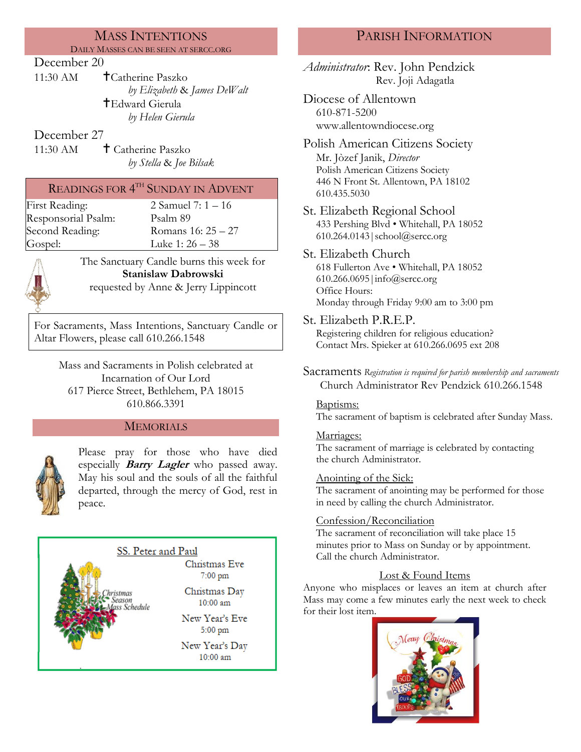## Mass Intentions

DAILY MASSES CAN BE SEEN AT SERCC.ORG

**December 20**

11:30 AM
✝Catherine Paszko
*by Elizabeth & James DeWalt*
✝Edward Gierula
*by Helen Gierula*

**December 27**

11:30 AM
✝ Catherine Paszko
*by Stella & Joe Bilsak*

## Readings for 4th Sunday in Advent

| | |
|---|---|
| First Reading: | 2 Samuel 7: 1 – 16 |
| Responsorial Psalm: | Psalm 89 |
| Second Reading: | Romans 16: 25 – 27 |
| Gospel: | Luke 1: 26 – 38 |

The Sanctuary Candle burns this week for
**Stanislaw Dabrowski**
requested by Anne & Jerry Lippincott

For Sacraments, Mass Intentions, Sanctuary Candle or Altar Flowers, please call 610.266.1548

Mass and Sacraments in Polish celebrated at
Incarnation of Our Lord
617 Pierce Street, Bethlehem, PA 18015
610.866.3391

## Memorials

Please pray for those who have died especially ***Barry Lagler*** who passed away. May his soul and the souls of all the faithful departed, through the mercy of God, rest in peace.

### SS. Peter and Paul

*Christmas Season Mass Schedule*

Christmas Eve
7:00 pm

Christmas Day
10:00 am

New Year's Eve
5:00 pm

New Year's Day
10:00 am

## Parish Information

*Administrator*: Rev. John Pendzick
Rev. Joji Adagatla

**Diocese of Allentown**
610-871-5200
www.allentowndiocese.org

**Polish American Citizens Society**
Mr. Jòzef Janik, *Director*
Polish American Citizens Society
446 N Front St. Allentown, PA 18102
610.435.5030

**St. Elizabeth Regional School**
433 Pershing Blvd • Whitehall, PA 18052
610.264.0143 | school@sercc.org

**St. Elizabeth Church**
618 Fullerton Ave • Whitehall, PA 18052
610.266.0695 | info@sercc.org
Office Hours:
Monday through Friday 9:00 am to 3:00 pm

**St. Elizabeth P.R.E.P.**
Registering children for religious education?
Contact Mrs. Spieker at 610.266.0695 ext 208

**Sacraments** *Registration is required for parish membership and sacraments*
Church Administrator Rev Pendzick 610.266.1548

Baptisms:
The sacrament of baptism is celebrated after Sunday Mass.

Marriages:
The sacrament of marriage is celebrated by contacting the church Administrator.

Anointing of the Sick:
The sacrament of anointing may be performed for those in need by calling the church Administrator.

Confession/Reconciliation
The sacrament of reconciliation will take place 15 minutes prior to Mass on Sunday or by appointment. Call the church Administrator.

### Lost & Found Items

Anyone who misplaces or leaves an item at church after Mass may come a few minutes early the next week to check for their lost item.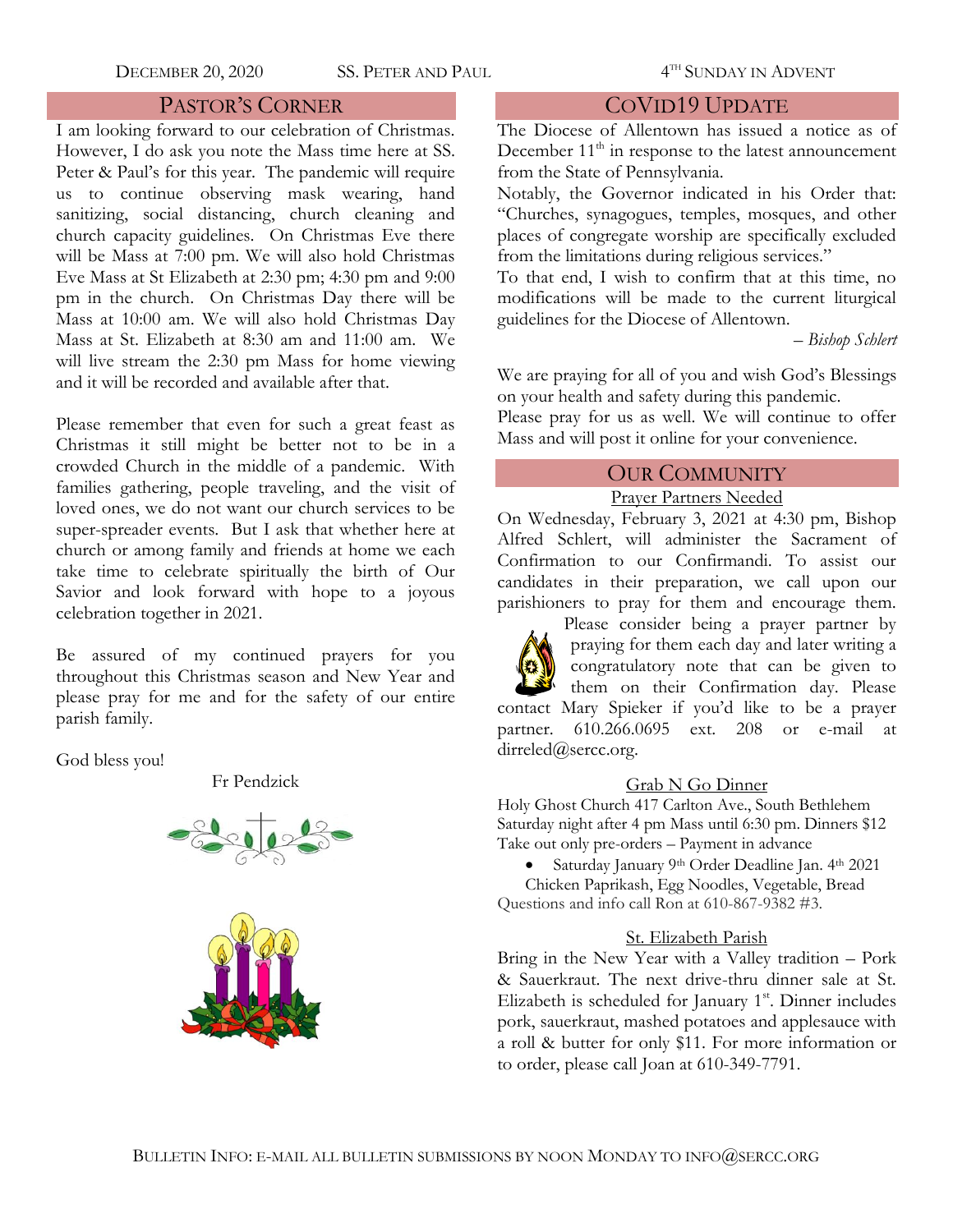## Pastor's Corner

I am looking forward to our celebration of Christmas. However, I do ask you note the Mass time here at SS. Peter & Paul's for this year. The pandemic will require us to continue observing mask wearing, hand sanitizing, social distancing, church cleaning and church capacity guidelines. On Christmas Eve there will be Mass at 7:00 pm. We will also hold Christmas Eve Mass at St Elizabeth at 2:30 pm; 4:30 pm and 9:00 pm in the church. On Christmas Day there will be Mass at 10:00 am. We will also hold Christmas Day Mass at St. Elizabeth at 8:30 am and 11:00 am. We will live stream the 2:30 pm Mass for home viewing and it will be recorded and available after that.

Please remember that even for such a great feast as Christmas it still might be better not to be in a crowded Church in the middle of a pandemic. With families gathering, people traveling, and the visit of loved ones, we do not want our church services to be super-spreader events. But I ask that whether here at church or among family and friends at home we each take time to celebrate spiritually the birth of Our Savior and look forward with hope to a joyous celebration together in 2021.

Be assured of my continued prayers for you throughout this Christmas season and New Year and please pray for me and for the safety of our entire parish family.

God bless you!

Fr Pendzick

## CoVID19 Update

The Diocese of Allentown has issued a notice as of December 11th in response to the latest announcement from the State of Pennsylvania.

Notably, the Governor indicated in his Order that: "Churches, synagogues, temples, mosques, and other places of congregate worship are specifically excluded from the limitations during religious services."

To that end, I wish to confirm that at this time, no modifications will be made to the current liturgical guidelines for the Diocese of Allentown.

*– Bishop Schlert*

We are praying for all of you and wish God's Blessings on your health and safety during this pandemic.

Please pray for us as well. We will continue to offer Mass and will post it online for your convenience.

## Our Community

### Prayer Partners Needed

On Wednesday, February 3, 2021 at 4:30 pm, Bishop Alfred Schlert, will administer the Sacrament of Confirmation to our Confirmandi. To assist our candidates in their preparation, we call upon our parishioners to pray for them and encourage them. Please consider being a prayer partner by praying for them each day and later writing a congratulatory note that can be given to them on their Confirmation day. Please contact Mary Spieker if you'd like to be a prayer partner. 610.266.0695 ext. 208 or e-mail at dirreled@sercc.org.

### Grab N Go Dinner

Holy Ghost Church 417 Carlton Ave., South Bethlehem
Saturday night after 4 pm Mass until 6:30 pm. Dinners $12
Take out only pre-orders – Payment in advance

- Saturday January 9th Order Deadline Jan. 4th 2021

Chicken Paprikash, Egg Noodles, Vegetable, Bread
Questions and info call Ron at 610-867-9382 #3.

### St. Elizabeth Parish

Bring in the New Year with a Valley tradition – Pork & Sauerkraut. The next drive-thru dinner sale at St. Elizabeth is scheduled for January 1st. Dinner includes pork, sauerkraut, mashed potatoes and applesauce with a roll & butter for only $11. For more information or to order, please call Joan at 610-349-7791.

Bulletin Info: E-mail all bulletin submissions by noon Monday to info@sercc.org